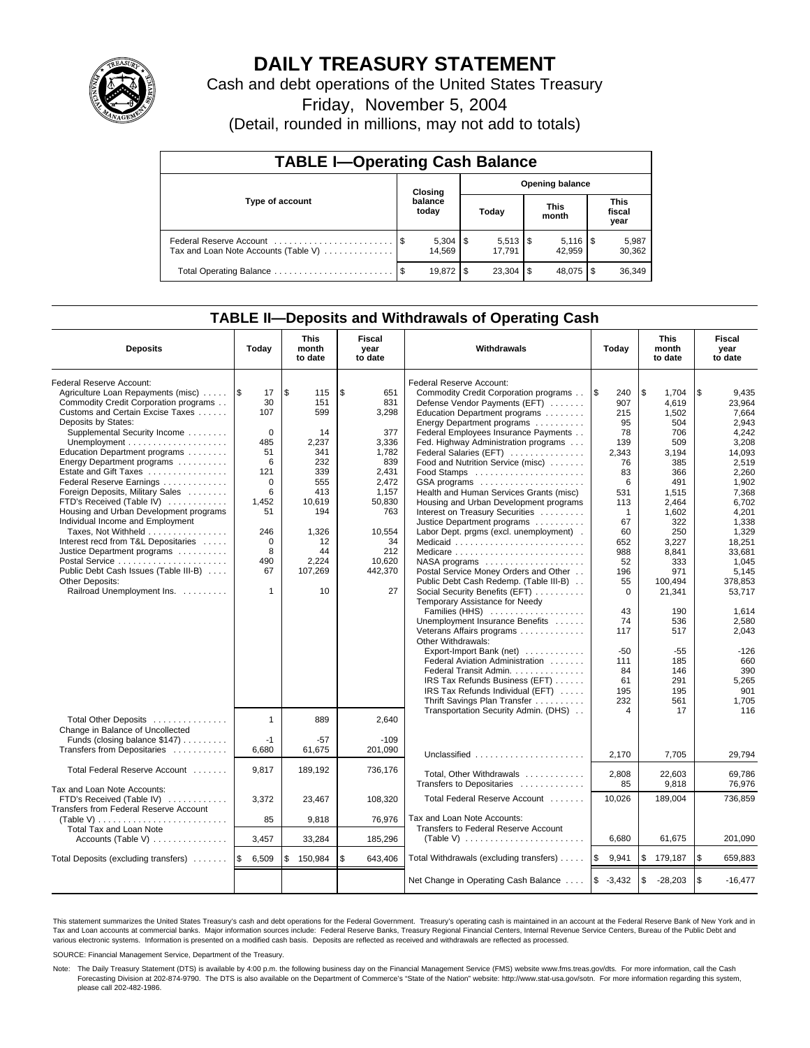# DAILY TREASURY STATEMENT

Cash and debt operations of the United States Treasury

Friday, November 5, 2004

(Detail, rounded in millions, may not add to totals)

## TABLE I—Operating Cash Balance

| Type of account | Closing balance today | Opening balance Today | Opening balance This month | Opening balance This fiscal year |
|---|---|---|---|---|
| Federal Reserve Account | $ 5,304 | $ 5,513 | $ 5,116 | $ 5,987 |
| Tax and Loan Note Accounts (Table V) | 14,569 | 17,791 | 42,959 | 30,362 |
| Total Operating Balance | $ 19,872 | $ 23,304 | $ 48,075 | $ 36,349 |

## TABLE II—Deposits and Withdrawals of Operating Cash

| Deposits | Today | This month to date | Fiscal year to date |
|---|---|---|---|
| Federal Reserve Account: | | | |
| Agriculture Loan Repayments (misc) | $ 17 | $ 115 | $ 651 |
| Commodity Credit Corporation programs | 30 | 151 | 831 |
| Customs and Certain Excise Taxes | 107 | 599 | 3,298 |
| Deposits by States: | | | |
| Supplemental Security Income | 0 | 14 | 377 |
| Unemployment | 485 | 2,237 | 3,336 |
| Education Department programs | 51 | 341 | 1,782 |
| Energy Department programs | 6 | 232 | 839 |
| Estate and Gift Taxes | 121 | 339 | 2,431 |
| Federal Reserve Earnings | 0 | 555 | 2,472 |
| Foreign Deposits, Military Sales | 6 | 413 | 1,157 |
| FTD's Received (Table IV) | 1,452 | 10,619 | 50,830 |
| Housing and Urban Development programs | 51 | 194 | 763 |
| Individual Income and Employment Taxes, Not Withheld | 246 | 1,326 | 10,554 |
| Interest recd from T&L Depositaries | 0 | 12 | 34 |
| Justice Department programs | 8 | 44 | 212 |
| Postal Service | 490 | 2,224 | 10,620 |
| Public Debt Cash Issues (Table III-B) | 67 | 107,269 | 442,370 |
| Other Deposits: | | | |
| Railroad Unemployment Ins. | 1 | 10 | 27 |
| Total Other Deposits | 1 | 889 | 2,640 |
| Change in Balance of Uncollected Funds (closing balance $147) | -1 | -57 | -109 |
| Transfers from Depositaries | 6,680 | 61,675 | 201,090 |
| Total Federal Reserve Account | 9,817 | 189,192 | 736,176 |
| Tax and Loan Note Accounts: | | | |
| FTD's Received (Table IV) | 3,372 | 23,467 | 108,320 |
| Transfers from Federal Reserve Account (Table V) | 85 | 9,818 | 76,976 |
| Total Tax and Loan Note Accounts (Table V) | 3,457 | 33,284 | 185,296 |
| Total Deposits (excluding transfers) | $ 6,509 | $ 150,984 | $ 643,406 |

| Withdrawals | Today | This month to date | Fiscal year to date |
|---|---|---|---|
| Federal Reserve Account: | | | |
| Commodity Credit Corporation programs | $ 240 | $ 1,704 | $ 9,435 |
| Defense Vendor Payments (EFT) | 907 | 4,619 | 23,964 |
| Education Department programs | 215 | 1,502 | 7,664 |
| Energy Department programs | 95 | 504 | 2,943 |
| Federal Employees Insurance Payments | 78 | 706 | 4,242 |
| Fed. Highway Administration programs | 139 | 509 | 3,208 |
| Federal Salaries (EFT) | 2,343 | 3,194 | 14,093 |
| Food and Nutrition Service (misc) | 76 | 385 | 2,519 |
| Food Stamps | 83 | 366 | 2,260 |
| GSA programs | 6 | 491 | 1,902 |
| Health and Human Services Grants (misc) | 531 | 1,515 | 7,368 |
| Housing and Urban Development programs | 113 | 2,464 | 6,702 |
| Interest on Treasury Securities | 1 | 1,602 | 4,201 |
| Justice Department programs | 67 | 322 | 1,338 |
| Labor Dept. prgms (excl. unemployment) | 60 | 250 | 1,329 |
| Medicaid | 652 | 3,227 | 18,251 |
| Medicare | 988 | 8,841 | 33,681 |
| NASA programs | 52 | 333 | 1,045 |
| Postal Service Money Orders and Other | 196 | 971 | 5,145 |
| Public Debt Cash Redemp. (Table III-B) | 55 | 100,494 | 378,853 |
| Social Security Benefits (EFT) | 0 | 21,341 | 53,717 |
| Temporary Assistance for Needy Families (HHS) | 43 | 190 | 1,614 |
| Unemployment Insurance Benefits | 74 | 536 | 2,580 |
| Veterans Affairs programs | 117 | 517 | 2,043 |
| Other Withdrawals: | | | |
| Export-Import Bank (net) | -50 | -55 | -126 |
| Federal Aviation Administration | 111 | 185 | 660 |
| Federal Transit Admin. | 84 | 146 | 390 |
| IRS Tax Refunds Business (EFT) | 61 | 291 | 5,265 |
| IRS Tax Refunds Individual (EFT) | 195 | 195 | 901 |
| Thrift Savings Plan Transfer | 232 | 561 | 1,705 |
| Transportation Security Admin. (DHS) | 4 | 17 | 116 |
| Unclassified | 2,170 | 7,705 | 29,794 |
| Total, Other Withdrawals | 2,808 | 22,603 | 69,786 |
| Transfers to Depositaries | 85 | 9,818 | 76,976 |
| Total Federal Reserve Account | 10,026 | 189,004 | 736,859 |
| Tax and Loan Note Accounts: | | | |
| Transfers to Federal Reserve Account (Table V) | 6,680 | 61,675 | 201,090 |
| Total Withdrawals (excluding transfers) | $ 9,941 | $ 179,187 | $ 659,883 |
| Net Change in Operating Cash Balance | $ -3,432 | $ -28,203 | $ -16,477 |

This statement summarizes the United States Treasury's cash and debt operations for the Federal Government. Treasury's operating cash is maintained in an account at the Federal Reserve Bank of New York and in Tax and Loan accounts at commercial banks. Major information sources include: Federal Reserve Banks, Treasury Regional Financial Centers, Internal Revenue Service Centers, Bureau of the Public Debt and various electronic systems. Information is presented on a modified cash basis. Deposits are reflected as received and withdrawals are reflected as processed.

SOURCE: Financial Management Service, Department of the Treasury.

Note: The Daily Treasury Statement (DTS) is available by 4:00 p.m. the following business day on the Financial Management Service (FMS) website www.fms.treas.gov/dts. For more information, call the Cash Forecasting Division at 202-874-9790. The DTS is also available on the Department of Commerce's "State of the Nation" website: http://www.stat-usa.gov/sotn. For more information regarding this system, please call 202-482-1986.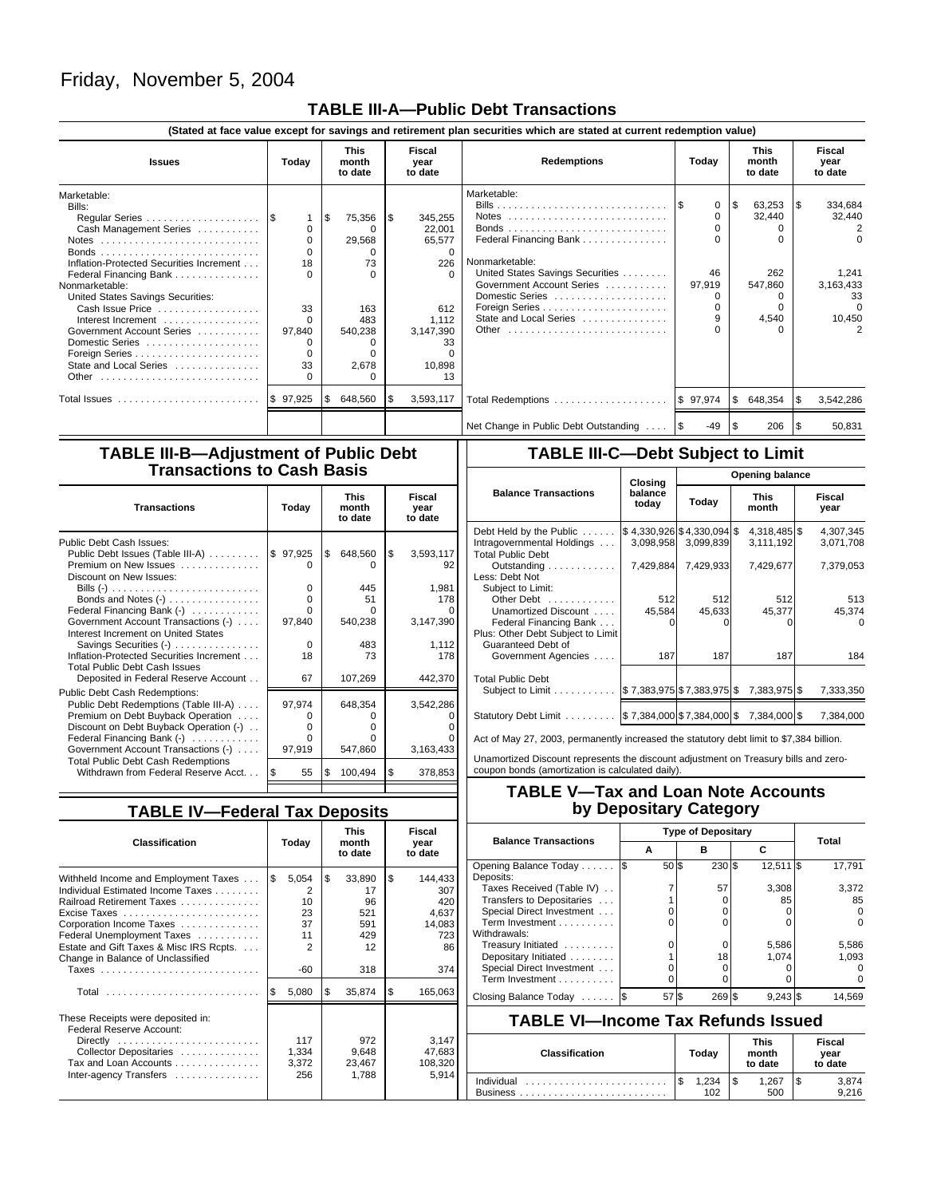Friday, November 5, 2004

## TABLE III-A—Public Debt Transactions

(Stated at face value except for savings and retirement plan securities which are stated at current redemption value)

| Issues | Today | This month to date | Fiscal year to date |
|---|---|---|---|
| Marketable: | | | |
| Bills: | | | |
| Regular Series | $ 1 | $ 75,356 | $ 345,255 |
| Cash Management Series | 0 | 0 | 22,001 |
| Notes | 0 | 29,568 | 65,577 |
| Bonds | 0 | 0 | 0 |
| Inflation-Protected Securities Increment | 18 | 73 | 226 |
| Federal Financing Bank | 0 | 0 | 0 |
| Nonmarketable: | | | |
| United States Savings Securities: | | | |
| Cash Issue Price | 33 | 163 | 612 |
| Interest Increment | 0 | 483 | 1,112 |
| Government Account Series | 97,840 | 540,238 | 3,147,390 |
| Domestic Series | 0 | 0 | 33 |
| Foreign Series | 0 | 0 | 0 |
| State and Local Series | 33 | 2,678 | 10,898 |
| Other | 0 | 0 | 13 |
| Total Issues | $ 97,925 | $ 648,560 | $ 3,593,117 |

| Redemptions | Today | This month to date | Fiscal year to date |
|---|---|---|---|
| Marketable: | | | |
| Bills | $ 0 | $ 63,253 | $ 334,684 |
| Notes | 0 | 32,440 | 32,440 |
| Bonds | 0 | 0 | 2 |
| Federal Financing Bank | 0 | 0 | 0 |
| Nonmarketable: | | | |
| United States Savings Securities | 46 | 262 | 1,241 |
| Government Account Series | 97,919 | 547,860 | 3,163,433 |
| Domestic Series | 0 | 0 | 33 |
| Foreign Series | 0 | 0 | 0 |
| State and Local Series | 9 | 4,540 | 10,450 |
| Other | 0 | 0 | 2 |
| Total Redemptions | $ 97,974 | $ 648,354 | $ 3,542,286 |
| Net Change in Public Debt Outstanding | $ -49 | $ 206 | $ 50,831 |

## TABLE III-B—Adjustment of Public Debt Transactions to Cash Basis

| Transactions | Today | This month to date | Fiscal year to date |
|---|---|---|---|
| Public Debt Cash Issues: | | | |
| Public Debt Issues (Table III-A) | $ 97,925 | $ 648,560 | $ 3,593,117 |
| Premium on New Issues | 0 | 0 | 92 |
| Discount on New Issues: | | | |
| Bills (-) | 0 | 445 | 1,981 |
| Bonds and Notes (-) | 0 | 51 | 178 |
| Federal Financing Bank (-) | 0 | 0 | 0 |
| Government Account Transactions (-) | 97,840 | 540,238 | 3,147,390 |
| Interest Increment on United States Savings Securities (-) | 0 | 483 | 1,112 |
| Inflation-Protected Securities Increment | 18 | 73 | 178 |
| Total Public Debt Cash Issues Deposited in Federal Reserve Account | 67 | 107,269 | 442,370 |
| Public Debt Cash Redemptions: | | | |
| Public Debt Redemptions (Table III-A) | 97,974 | 648,354 | 3,542,286 |
| Premium on Debt Buyback Operation | 0 | 0 | 0 |
| Discount on Debt Buyback Operation (-) | 0 | 0 | 0 |
| Federal Financing Bank (-) | 0 | 0 | 0 |
| Government Account Transactions (-) | 97,919 | 547,860 | 3,163,433 |
| Total Public Debt Cash Redemptions Withdrawn from Federal Reserve Acct. | $ 55 | $ 100,494 | $ 378,853 |

## TABLE III-C—Debt Subject to Limit

| Balance Transactions | Closing balance today | Opening balance Today | Opening balance This month | Opening balance Fiscal year |
|---|---|---|---|---|
| Debt Held by the Public | $ 4,330,926 | $ 4,330,094 | $ 4,318,485 | $ 4,307,345 |
| Intragovernmental Holdings | 3,098,958 | 3,099,839 | 3,111,192 | 3,071,708 |
| Total Public Debt Outstanding | 7,429,884 | 7,429,933 | 7,429,677 | 7,379,053 |
| Less: Debt Not Subject to Limit: | | | | |
| Other Debt | 512 | 512 | 512 | 513 |
| Unamortized Discount | 45,584 | 45,633 | 45,377 | 45,374 |
| Federal Financing Bank | 0 | 0 | 0 | 0 |
| Plus: Other Debt Subject to Limit Guaranteed Debt of Government Agencies | 187 | 187 | 187 | 184 |
| Total Public Debt Subject to Limit | $ 7,383,975 | $ 7,383,975 | $ 7,383,975 | $ 7,333,350 |
| Statutory Debt Limit | $ 7,384,000 | $ 7,384,000 | $ 7,384,000 | $ 7,384,000 |

Act of May 27, 2003, permanently increased the statutory debt limit to $7,384 billion.

Unamortized Discount represents the discount adjustment on Treasury bills and zero-coupon bonds (amortization is calculated daily).

## TABLE IV—Federal Tax Deposits

| Classification | Today | This month to date | Fiscal year to date |
|---|---|---|---|
| Withheld Income and Employment Taxes | $ 5,054 | $ 33,890 | $ 144,433 |
| Individual Estimated Income Taxes | 2 | 17 | 307 |
| Railroad Retirement Taxes | 10 | 96 | 420 |
| Excise Taxes | 23 | 521 | 4,637 |
| Corporation Income Taxes | 37 | 591 | 14,083 |
| Federal Unemployment Taxes | 11 | 429 | 723 |
| Estate and Gift Taxes & Misc IRS Rcpts. | 2 | 12 | 86 |
| Change in Balance of Unclassified Taxes | -60 | 318 | 374 |
| Total | $ 5,080 | $ 35,874 | $ 165,063 |
| These Receipts were deposited in: | | | |
| Federal Reserve Account: | | | |
| Directly | 117 | 972 | 3,147 |
| Collector Depositaries | 1,334 | 9,648 | 47,683 |
| Tax and Loan Accounts | 3,372 | 23,467 | 108,320 |
| Inter-agency Transfers | 256 | 1,788 | 5,914 |

## TABLE V—Tax and Loan Note Accounts by Depositary Category

| Balance Transactions | Type of Depositary A | Type of Depositary B | Type of Depositary C | Total |
|---|---|---|---|---|
| Opening Balance Today | $ 50 | $ 230 | $ 12,511 | $ 17,791 |
| Deposits: | | | | |
| Taxes Received (Table IV) | 7 | 57 | 3,308 | 3,372 |
| Transfers to Depositaries | 1 | 0 | 85 | 85 |
| Special Direct Investment | 0 | 0 | 0 | 0 |
| Term Investment | 0 | 0 | 0 | 0 |
| Withdrawals: | | | | |
| Treasury Initiated | 0 | 0 | 5,586 | 5,586 |
| Depositary Initiated | 1 | 18 | 1,074 | 1,093 |
| Special Direct Investment | 0 | 0 | 0 | 0 |
| Term Investment | 0 | 0 | 0 | 0 |
| Closing Balance Today | $ 57 | $ 269 | $ 9,243 | $ 14,569 |

## TABLE VI—Income Tax Refunds Issued

| Classification | Today | This month to date | Fiscal year to date |
|---|---|---|---|
| Individual | $ 1,234 | $ 1,267 | $ 3,874 |
| Business | 102 | 500 | 9,216 |